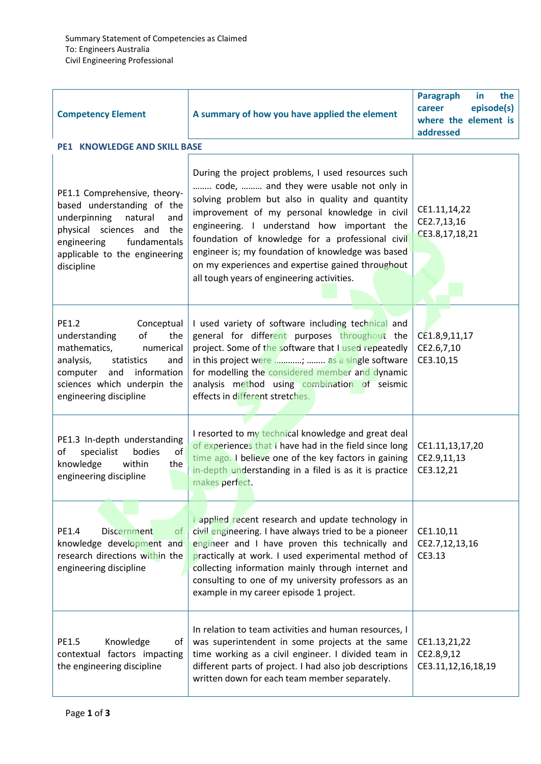Summary Statement of Competencies as Claimed
To: Engineers Australia
Civil Engineering Professional

| Competency Element | A summary of how you have applied the element | Paragraph in the career episode(s) where the element is addressed |
|---|---|---|
| **PE1 KNOWLEDGE AND SKILL BASE** | | |
| PE1.1 Comprehensive, theory-based understanding of the underpinning natural and physical sciences and the engineering fundamentals applicable to the engineering discipline | During the project problems, I used resources such …….. code, ……… and they were usable not only in solving problem but also in quality and quantity improvement of my personal knowledge in civil engineering. I understand how important the foundation of knowledge for a professional civil engineer is; my foundation of knowledge was based on my experiences and expertise gained throughout all tough years of engineering activities. | CE1.11,14,22<br>CE2.7,13,16<br>CE3.8,17,18,21 |
| PE1.2 Conceptual understanding of the mathematics, numerical analysis, statistics and computer and information sciences which underpin the engineering discipline | I used variety of software including technical and general for different purposes throughout the project. Some of the software that I used repeatedly in this project were …………; …….. as a single software for modelling the considered member and dynamic analysis method using combination of seismic effects in different stretches. | CE1.8,9,11,17<br>CE2.6,7,10<br>CE3.10,15 |
| PE1.3 In-depth understanding of specialist bodies of knowledge within the engineering discipline | I resorted to my technical knowledge and great deal of experiences that I have had in the field since long time ago. I believe one of the key factors in gaining in-depth understanding in a filed is as it is practice makes perfect. | CE1.11,13,17,20<br>CE2.9,11,13<br>CE3.12,21 |
| PE1.4 Discernment of knowledge development and research directions within the engineering discipline | I applied recent research and update technology in civil engineering. I have always tried to be a pioneer engineer and I have proven this technically and practically at work. I used experimental method of collecting information mainly through internet and consulting to one of my university professors as an example in my career episode 1 project. | CE1.10,11<br>CE2.7,12,13,16<br>CE3.13 |
| PE1.5 Knowledge of contextual factors impacting the engineering discipline | In relation to team activities and human resources, I was superintendent in some projects at the same time working as a civil engineer. I divided team in different parts of project. I had also job descriptions written down for each team member separately. | CE1.13,21,22<br>CE2.8,9,12<br>CE3.11,12,16,18,19 |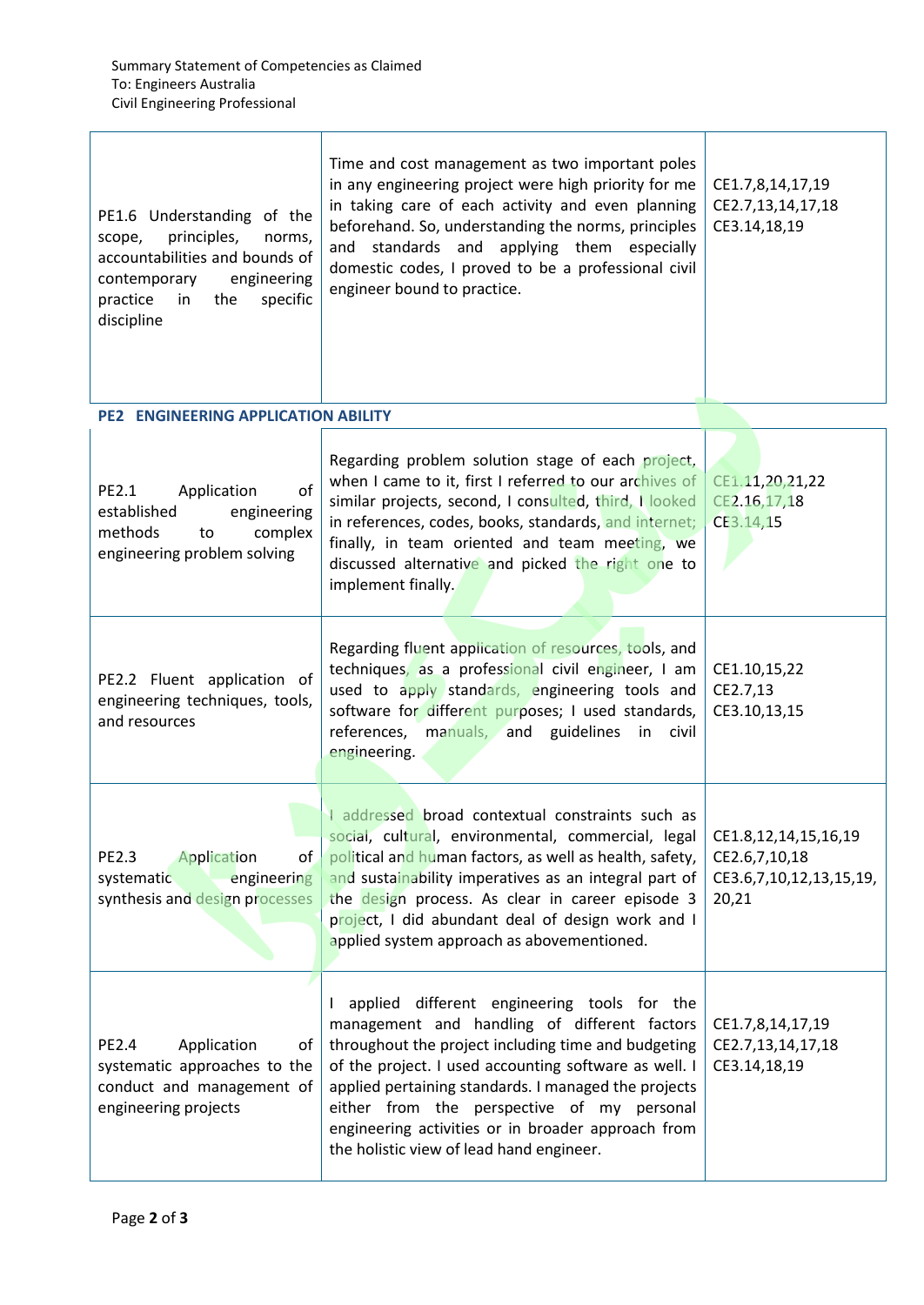Summary Statement of Competencies as Claimed
To: Engineers Australia
Civil Engineering Professional

| | | |
|---|---|---|
| PE1.6 Understanding of the scope, principles, norms, accountabilities and bounds of contemporary engineering practice in the specific discipline | Time and cost management as two important poles in any engineering project were high priority for me in taking care of each activity and even planning beforehand. So, understanding the norms, principles and standards and applying them especially domestic codes, I proved to be a professional civil engineer bound to practice. | CE1.7,8,14,17,19<br>CE2.7,13,14,17,18<br>CE3.14,18,19 |

**PE2 ENGINEERING APPLICATION ABILITY**

| | | |
|---|---|---|
| PE2.1 Application of established engineering methods to complex engineering problem solving | Regarding problem solution stage of each project, when I came to it, first I referred to our archives of similar projects, second, I consulted, third, I looked in references, codes, books, standards, and internet; finally, in team oriented and team meeting, we discussed alternative and picked the right one to implement finally. | CE1.11,20,21,22<br>CE2.16,17,18<br>CE3.14,15 |
| PE2.2 Fluent application of engineering techniques, tools, and resources | Regarding fluent application of resources, tools, and techniques, as a professional civil engineer, I am used to apply standards, engineering tools and software for different purposes; I used standards, references, manuals, and guidelines in civil engineering. | CE1.10,15,22<br>CE2.7,13<br>CE3.10,13,15 |
| PE2.3 Application of systematic engineering synthesis and design processes | I addressed broad contextual constraints such as social, cultural, environmental, commercial, legal political and human factors, as well as health, safety, and sustainability imperatives as an integral part of the design process. As clear in career episode 3 project, I did abundant deal of design work and I applied system approach as abovementioned. | CE1.8,12,14,15,16,19<br>CE2.6,7,10,18<br>CE3.6,7,10,12,13,15,19,20,21 |
| PE2.4 Application of systematic approaches to the conduct and management of engineering projects | I applied different engineering tools for the management and handling of different factors throughout the project including time and budgeting of the project. I used accounting software as well. I applied pertaining standards. I managed the projects either from the perspective of my personal engineering activities or in broader approach from the holistic view of lead hand engineer. | CE1.7,8,14,17,19<br>CE2.7,13,14,17,18<br>CE3.14,18,19 |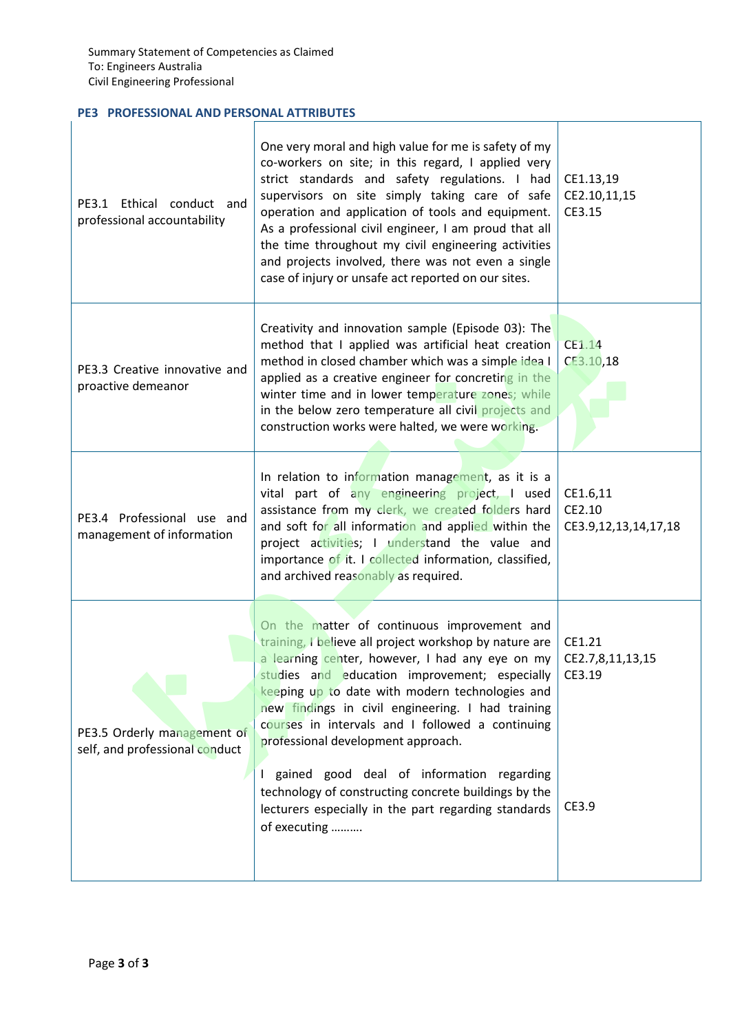Summary Statement of Competencies as Claimed
To: Engineers Australia
Civil Engineering Professional

### PE3 PROFESSIONAL AND PERSONAL ATTRIBUTES

| | | |
|---|---|---|
| PE3.1 Ethical conduct and professional accountability | One very moral and high value for me is safety of my co-workers on site; in this regard, I applied very strict standards and safety regulations. I had supervisors on site simply taking care of safe operation and application of tools and equipment. As a professional civil engineer, I am proud that all the time throughout my civil engineering activities and projects involved, there was not even a single case of injury or unsafe act reported on our sites. | CE1.13,19<br>CE2.10,11,15<br>CE3.15 |
| PE3.3 Creative innovative and proactive demeanor | Creativity and innovation sample (Episode 03): The method that I applied was artificial heat creation method in closed chamber which was a simple idea I applied as a creative engineer for concreting in the winter time and in lower temperature zones; while in the below zero temperature all civil projects and construction works were halted, we were working. | CE1.14<br>CE3.10,18 |
| PE3.4 Professional use and management of information | In relation to information management, as it is a vital part of any engineering project, I used assistance from my clerk, we created folders hard and soft for all information and applied within the project activities; I understand the value and importance of it. I collected information, classified, and archived reasonably as required. | CE1.6,11<br>CE2.10<br>CE3.9,12,13,14,17,18 |
| PE3.5 Orderly management of self, and professional conduct | On the matter of continuous improvement and training, I believe all project workshop by nature are a learning center, however, I had any eye on my studies and education improvement; especially keeping up to date with modern technologies and new findings in civil engineering. I had training courses in intervals and I followed a continuing professional development approach.<br><br>I gained good deal of information regarding technology of constructing concrete buildings by the lecturers especially in the part regarding standards of executing ………. | CE1.21<br>CE2.7,8,11,13,15<br>CE3.19<br><br>CE3.9 |